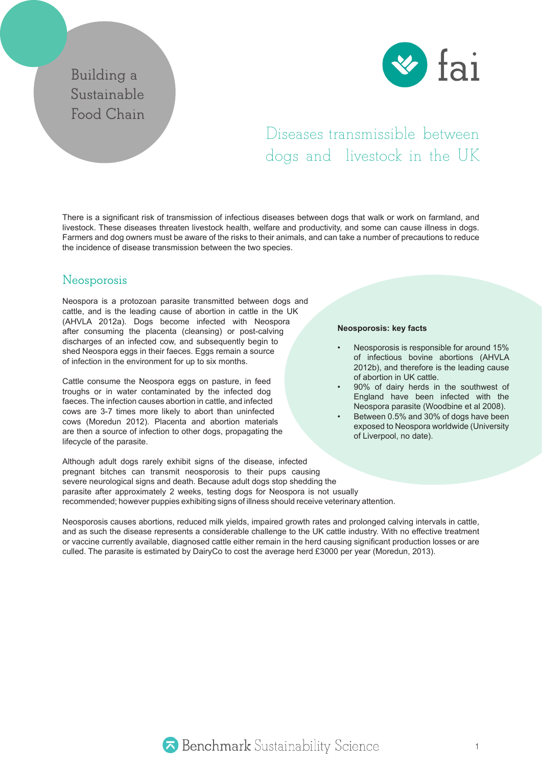Building a Sustainable Food Chain

fai

# Diseases transmissible between dogs and livestock in the UK

There is a significant risk of transmission of infectious diseases between dogs that walk or work on farmland, and livestock. These diseases threaten livestock health, welfare and productivity, and some can cause illness in dogs. Farmers and dog owners must be aware of the risks to their animals, and can take a number of precautions to reduce the incidence of disease transmission between the two species.

## Neosporosis

Neospora is a protozoan parasite transmitted between dogs and cattle, and is the leading cause of abortion in cattle in the UK (AHVLA 2012a). Dogs become infected with Neospora after consuming the placenta (cleansing) or post-calving discharges of an infected cow, and subsequently begin to shed Neospora eggs in their faeces. Eggs remain a source of infection in the environment for up to six months.

Cattle consume the Neospora eggs on pasture, in feed troughs or in water contaminated by the infected dog faeces. The infection causes abortion in cattle, and infected cows are 3-7 times more likely to abort than uninfected cows (Moredun 2012). Placenta and abortion materials are then a source of infection to other dogs, propagating the lifecycle of the parasite.

**Neosporosis: key facts**

- Neosporosis is responsible for around 15% of infectious bovine abortions (AHVLA 2012b), and therefore is the leading cause of abortion in UK cattle.
- 90% of dairy herds in the southwest of England have been infected with the Neospora parasite (Woodbine et al 2008).
- Between 0.5% and 30% of dogs have been exposed to Neospora worldwide (University of Liverpool, no date).

Although adult dogs rarely exhibit signs of the disease, infected pregnant bitches can transmit neosporosis to their pups causing severe neurological signs and death. Because adult dogs stop shedding the parasite after approximately 2 weeks, testing dogs for Neospora is not usually recommended; however puppies exhibiting signs of illness should receive veterinary attention.

Neosporosis causes abortions, reduced milk yields, impaired growth rates and prolonged calving intervals in cattle, and as such the disease represents a considerable challenge to the UK cattle industry. With no effective treatment or vaccine currently available, diagnosed cattle either remain in the herd causing significant production losses or are culled. The parasite is estimated by DairyCo to cost the average herd £3000 per year (Moredun, 2013).

Benchmark Sustainability Science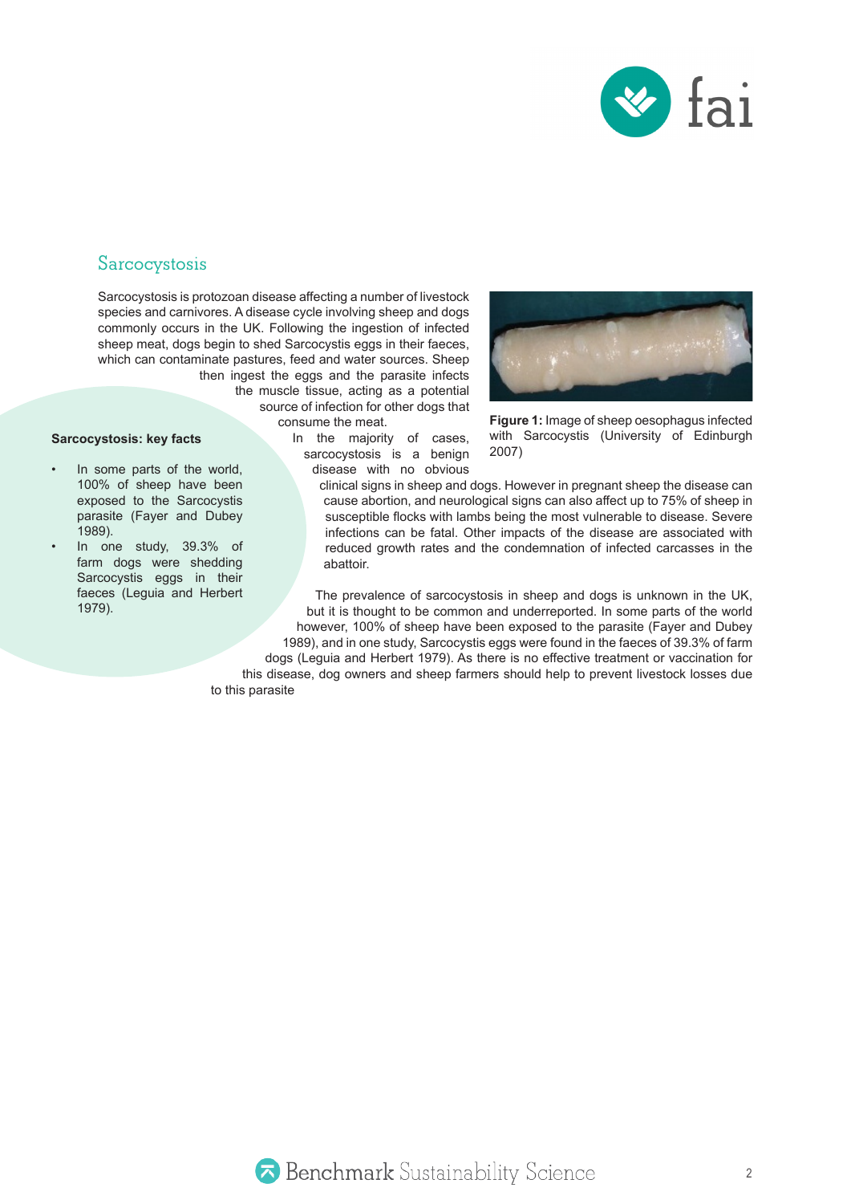## Sarcocystosis

Sarcocystosis is protozoan disease affecting a number of livestock species and carnivores. A disease cycle involving sheep and dogs commonly occurs in the UK. Following the ingestion of infected sheep meat, dogs begin to shed Sarcocystis eggs in their faeces, which can contaminate pastures, feed and water sources. Sheep then ingest the eggs and the parasite infects the muscle tissue, acting as a potential source of infection for other dogs that consume the meat.

**Figure 1:** Image of sheep oesophagus infected with Sarcocystis (University of Edinburgh 2007)

In the majority of cases, sarcocystosis is a benign disease with no obvious clinical signs in sheep and dogs. However in pregnant sheep the disease can cause abortion, and neurological signs can also affect up to 75% of sheep in susceptible flocks with lambs being the most vulnerable to disease. Severe infections can be fatal. Other impacts of the disease are associated with reduced growth rates and the condemnation of infected carcasses in the abattoir.

The prevalence of sarcocystosis in sheep and dogs is unknown in the UK, but it is thought to be common and underreported. In some parts of the world however, 100% of sheep have been exposed to the parasite (Fayer and Dubey 1989), and in one study, Sarcocystis eggs were found in the faeces of 39.3% of farm dogs (Leguia and Herbert 1979). As there is no effective treatment or vaccination for this disease, dog owners and sheep farmers should help to prevent livestock losses due to this parasite

**Sarcocystosis: key facts**

- In some parts of the world, 100% of sheep have been exposed to the Sarcocystis parasite (Fayer and Dubey 1989).
- In one study, 39.3% of farm dogs were shedding Sarcocystis eggs in their faeces (Leguia and Herbert 1979).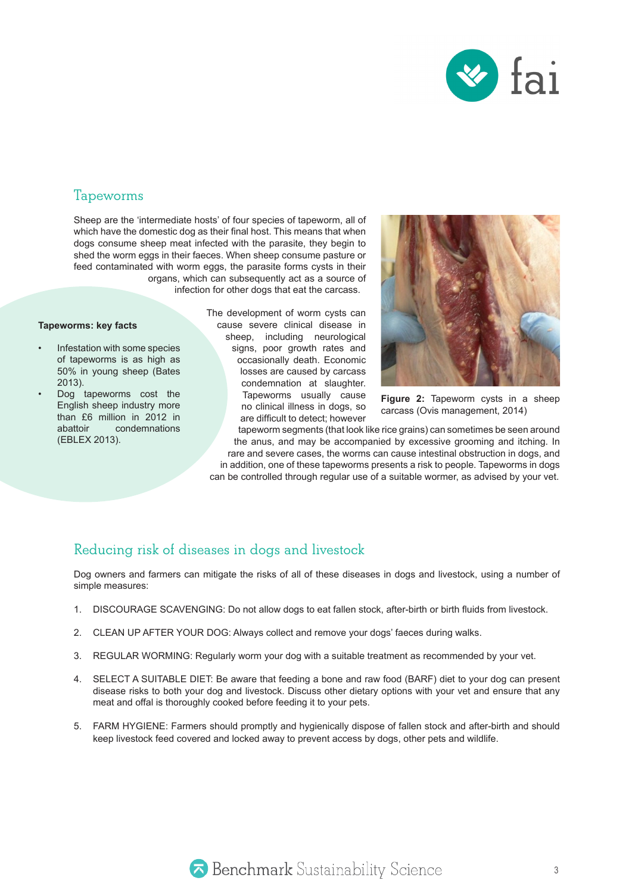## Tapeworms

Sheep are the 'intermediate hosts' of four species of tapeworm, all of which have the domestic dog as their final host. This means that when dogs consume sheep meat infected with the parasite, they begin to shed the worm eggs in their faeces. When sheep consume pasture or feed contaminated with worm eggs, the parasite forms cysts in their organs, which can subsequently act as a source of infection for other dogs that eat the carcass.

The development of worm cysts can cause severe clinical disease in sheep, including neurological signs, poor growth rates and occasionally death. Economic losses are caused by carcass condemnation at slaughter. Tapeworms usually cause no clinical illness in dogs, so are difficult to detect; however tapeworm segments (that look like rice grains) can sometimes be seen around the anus, and may be accompanied by excessive grooming and itching. In rare and severe cases, the worms can cause intestinal obstruction in dogs, and in addition, one of these tapeworms presents a risk to people. Tapeworms in dogs can be controlled through regular use of a suitable wormer, as advised by your vet.

**Figure 2:** Tapeworm cysts in a sheep carcass (Ovis management, 2014)

**Tapeworms: key facts**

- Infestation with some species of tapeworms is as high as 50% in young sheep (Bates 2013).
- Dog tapeworms cost the English sheep industry more than £6 million in 2012 in abattoir condemnations (EBLEX 2013).

## Reducing risk of diseases in dogs and livestock

Dog owners and farmers can mitigate the risks of all of these diseases in dogs and livestock, using a number of simple measures:

1. DISCOURAGE SCAVENGING: Do not allow dogs to eat fallen stock, after-birth or birth fluids from livestock.
2. CLEAN UP AFTER YOUR DOG: Always collect and remove your dogs' faeces during walks.
3. REGULAR WORMING: Regularly worm your dog with a suitable treatment as recommended by your vet.
4. SELECT A SUITABLE DIET: Be aware that feeding a bone and raw food (BARF) diet to your dog can present disease risks to both your dog and livestock. Discuss other dietary options with your vet and ensure that any meat and offal is thoroughly cooked before feeding it to your pets.
5. FARM HYGIENE: Farmers should promptly and hygienically dispose of fallen stock and after-birth and should keep livestock feed covered and locked away to prevent access by dogs, other pets and wildlife.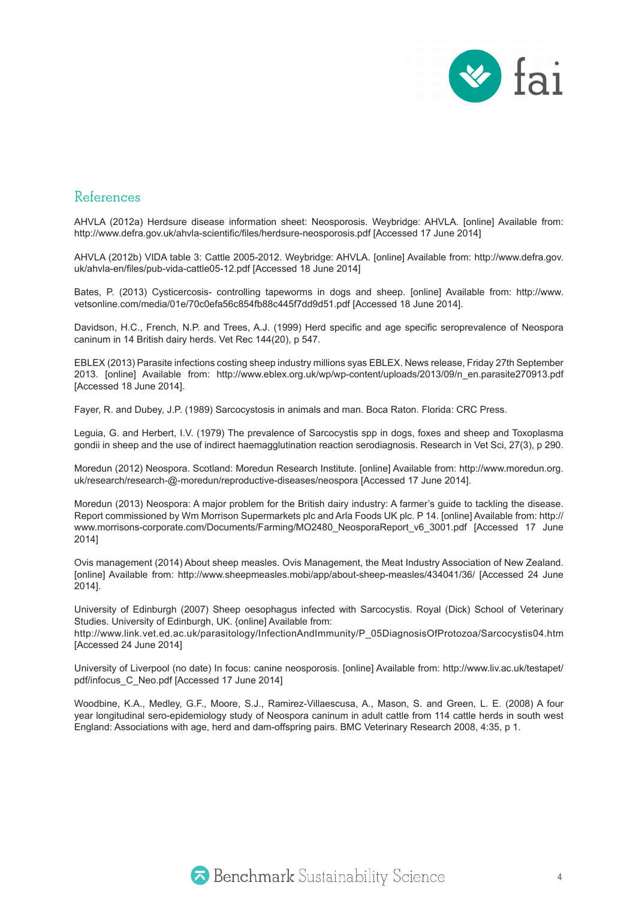## References

AHVLA (2012a) Herdsure disease information sheet: Neosporosis. Weybridge: AHVLA. [online] Available from: http://www.defra.gov.uk/ahvla-scientific/files/herdsure-neosporosis.pdf [Accessed 17 June 2014]

AHVLA (2012b) VIDA table 3: Cattle 2005-2012. Weybridge: AHVLA. [online] Available from: http://www.defra.gov.uk/ahvla-en/files/pub-vida-cattle05-12.pdf [Accessed 18 June 2014]

Bates, P. (2013) Cysticercosis- controlling tapeworms in dogs and sheep. [online] Available from: http://www.vetsonline.com/media/01e/70c0efa56c854fb88c445f7dd9d51.pdf [Accessed 18 June 2014].

Davidson, H.C., French, N.P. and Trees, A.J. (1999) Herd specific and age specific seroprevalence of Neospora caninum in 14 British dairy herds. Vet Rec 144(20), p 547.

EBLEX (2013) Parasite infections costing sheep industry millions syas EBLEX. News release, Friday 27th September 2013. [online] Available from: http://www.eblex.org.uk/wp/wp-content/uploads/2013/09/n_en.parasite270913.pdf [Accessed 18 June 2014].

Fayer, R. and Dubey, J.P. (1989) Sarcocystosis in animals and man. Boca Raton. Florida: CRC Press.

Leguia, G. and Herbert, I.V. (1979) The prevalence of Sarcocystis spp in dogs, foxes and sheep and Toxoplasma gondii in sheep and the use of indirect haemagglutination reaction serodiagnosis. Research in Vet Sci, 27(3), p 290.

Moredun (2012) Neospora. Scotland: Moredun Research Institute. [online] Available from: http://www.moredun.org.uk/research/research-@-moredun/reproductive-diseases/neospora [Accessed 17 June 2014].

Moredun (2013) Neospora: A major problem for the British dairy industry: A farmer's guide to tackling the disease. Report commissioned by Wm Morrison Supermarkets plc and Arla Foods UK plc. P 14. [online] Available from: http://www.morrisons-corporate.com/Documents/Farming/MO2480_NeosporaReport_v6_3001.pdf [Accessed 17 June 2014]

Ovis management (2014) About sheep measles. Ovis Management, the Meat Industry Association of New Zealand. [online] Available from: http://www.sheepmeasles.mobi/app/about-sheep-measles/434041/36/ [Accessed 24 June 2014].

University of Edinburgh (2007) Sheep oesophagus infected with Sarcocystis. Royal (Dick) School of Veterinary Studies. University of Edinburgh, UK. {online] Available from: http://www.link.vet.ed.ac.uk/parasitology/InfectionAndImmunity/P_05DiagnosisOfProtozoa/Sarcocystis04.htm [Accessed 24 June 2014]

University of Liverpool (no date) In focus: canine neosporosis. [online] Available from: http://www.liv.ac.uk/testapet/pdf/infocus_C_Neo.pdf [Accessed 17 June 2014]

Woodbine, K.A., Medley, G.F., Moore, S.J., Ramirez-Villaescusa, A., Mason, S. and Green, L. E. (2008) A four year longitudinal sero-epidemiology study of Neospora caninum in adult cattle from 114 cattle herds in south west England: Associations with age, herd and dam-offspring pairs. BMC Veterinary Research 2008, 4:35, p 1.